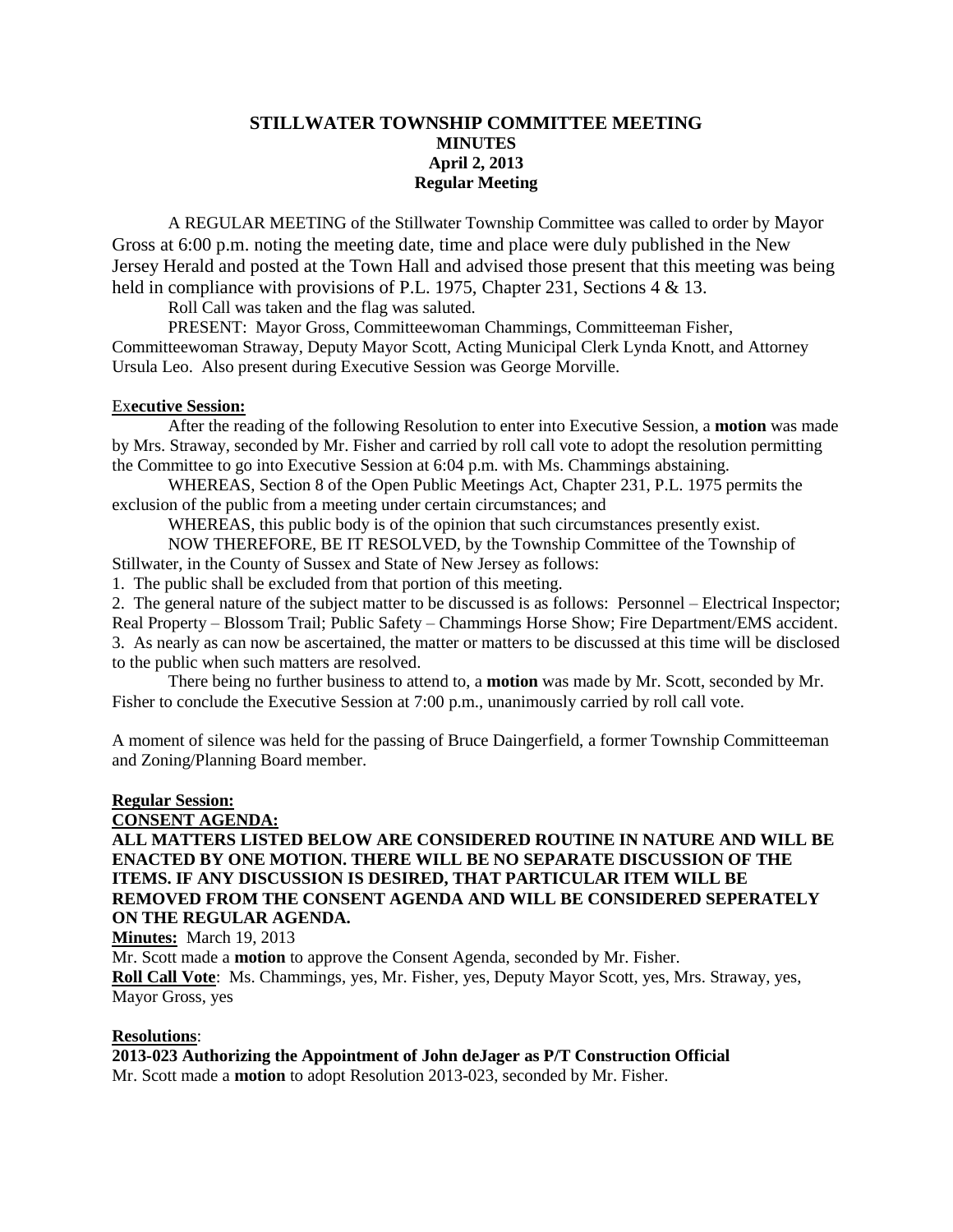# STILLWATER TOWNSHIP COMMITTEE MEETING
## MINUTES
### April 2, 2013
### Regular Meeting

A REGULAR MEETING of the Stillwater Township Committee was called to order by Mayor Gross at 6:00 p.m. noting the meeting date, time and place were duly published in the New Jersey Herald and posted at the Town Hall and advised those present that this meeting was being held in compliance with provisions of P.L. 1975, Chapter 231, Sections 4 & 13.

Roll Call was taken and the flag was saluted.

PRESENT: Mayor Gross, Committeewoman Chammings, Committeeman Fisher, Committeewoman Straway, Deputy Mayor Scott, Acting Municipal Clerk Lynda Knott, and Attorney Ursula Leo. Also present during Executive Session was George Morville.

**Executive Session:**

After the reading of the following Resolution to enter into Executive Session, a **motion** was made by Mrs. Straway, seconded by Mr. Fisher and carried by roll call vote to adopt the resolution permitting the Committee to go into Executive Session at 6:04 p.m. with Ms. Chammings abstaining.

WHEREAS, Section 8 of the Open Public Meetings Act, Chapter 231, P.L. 1975 permits the exclusion of the public from a meeting under certain circumstances; and

WHEREAS, this public body is of the opinion that such circumstances presently exist.

NOW THEREFORE, BE IT RESOLVED, by the Township Committee of the Township of Stillwater, in the County of Sussex and State of New Jersey as follows:

1. The public shall be excluded from that portion of this meeting.
2. The general nature of the subject matter to be discussed is as follows: Personnel – Electrical Inspector; Real Property – Blossom Trail; Public Safety – Chammings Horse Show; Fire Department/EMS accident.
3. As nearly as can now be ascertained, the matter or matters to be discussed at this time will be disclosed to the public when such matters are resolved.

There being no further business to attend to, a **motion** was made by Mr. Scott, seconded by Mr. Fisher to conclude the Executive Session at 7:00 p.m., unanimously carried by roll call vote.

A moment of silence was held for the passing of Bruce Daingerfield, a former Township Committeeman and Zoning/Planning Board member.

**Regular Session:**

**CONSENT AGENDA:**

**ALL MATTERS LISTED BELOW ARE CONSIDERED ROUTINE IN NATURE AND WILL BE ENACTED BY ONE MOTION. THERE WILL BE NO SEPARATE DISCUSSION OF THE ITEMS. IF ANY DISCUSSION IS DESIRED, THAT PARTICULAR ITEM WILL BE REMOVED FROM THE CONSENT AGENDA AND WILL BE CONSIDERED SEPERATELY ON THE REGULAR AGENDA.**

**Minutes:** March 19, 2013

Mr. Scott made a **motion** to approve the Consent Agenda, seconded by Mr. Fisher.

**Roll Call Vote**: Ms. Chammings, yes, Mr. Fisher, yes, Deputy Mayor Scott, yes, Mrs. Straway, yes, Mayor Gross, yes

**Resolutions**:

**2013-023 Authorizing the Appointment of John deJager as P/T Construction Official**

Mr. Scott made a **motion** to adopt Resolution 2013-023, seconded by Mr. Fisher.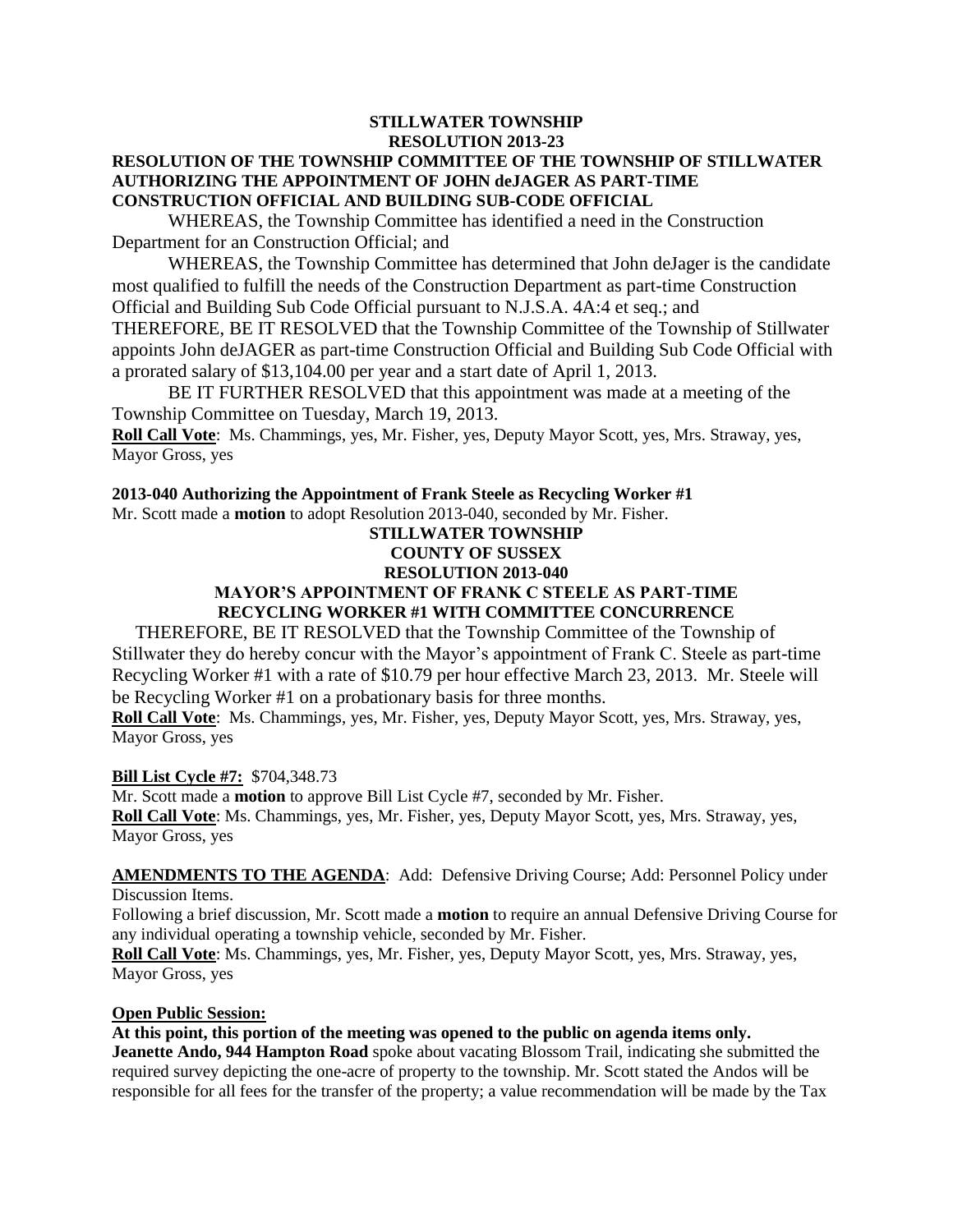**STILLWATER TOWNSHIP**
**RESOLUTION 2013-23**

**RESOLUTION OF THE TOWNSHIP COMMITTEE OF THE TOWNSHIP OF STILLWATER AUTHORIZING THE APPOINTMENT OF JOHN deJAGER AS PART-TIME CONSTRUCTION OFFICIAL AND BUILDING SUB-CODE OFFICIAL**

WHEREAS, the Township Committee has identified a need in the Construction Department for an Construction Official; and

WHEREAS, the Township Committee has determined that John deJager is the candidate most qualified to fulfill the needs of the Construction Department as part-time Construction Official and Building Sub Code Official pursuant to N.J.S.A. 4A:4 et seq.; and

THEREFORE, BE IT RESOLVED that the Township Committee of the Township of Stillwater appoints John deJAGER as part-time Construction Official and Building Sub Code Official with a prorated salary of $13,104.00 per year and a start date of April 1, 2013.

BE IT FURTHER RESOLVED that this appointment was made at a meeting of the Township Committee on Tuesday, March 19, 2013.

**Roll Call Vote**: Ms. Chammings, yes, Mr. Fisher, yes, Deputy Mayor Scott, yes, Mrs. Straway, yes, Mayor Gross, yes

**2013-040 Authorizing the Appointment of Frank Steele as Recycling Worker #1**

Mr. Scott made a **motion** to adopt Resolution 2013-040, seconded by Mr. Fisher.

**STILLWATER TOWNSHIP**
**COUNTY OF SUSSEX**
**RESOLUTION 2013-040**
**MAYOR'S APPOINTMENT OF FRANK C STEELE AS PART-TIME RECYCLING WORKER #1 WITH COMMITTEE CONCURRENCE**

THEREFORE, BE IT RESOLVED that the Township Committee of the Township of Stillwater they do hereby concur with the Mayor's appointment of Frank C. Steele as part-time Recycling Worker #1 with a rate of $10.79 per hour effective March 23, 2013. Mr. Steele will be Recycling Worker #1 on a probationary basis for three months.

**Roll Call Vote**: Ms. Chammings, yes, Mr. Fisher, yes, Deputy Mayor Scott, yes, Mrs. Straway, yes, Mayor Gross, yes

**Bill List Cycle #7:** $704,348.73

Mr. Scott made a **motion** to approve Bill List Cycle #7, seconded by Mr. Fisher.

**Roll Call Vote**: Ms. Chammings, yes, Mr. Fisher, yes, Deputy Mayor Scott, yes, Mrs. Straway, yes, Mayor Gross, yes

**AMENDMENTS TO THE AGENDA**: Add: Defensive Driving Course; Add: Personnel Policy under Discussion Items.

Following a brief discussion, Mr. Scott made a **motion** to require an annual Defensive Driving Course for any individual operating a township vehicle, seconded by Mr. Fisher.

**Roll Call Vote**: Ms. Chammings, yes, Mr. Fisher, yes, Deputy Mayor Scott, yes, Mrs. Straway, yes, Mayor Gross, yes

**Open Public Session:**

**At this point, this portion of the meeting was opened to the public on agenda items only.**

**Jeanette Ando, 944 Hampton Road** spoke about vacating Blossom Trail, indicating she submitted the required survey depicting the one-acre of property to the township. Mr. Scott stated the Andos will be responsible for all fees for the transfer of the property; a value recommendation will be made by the Tax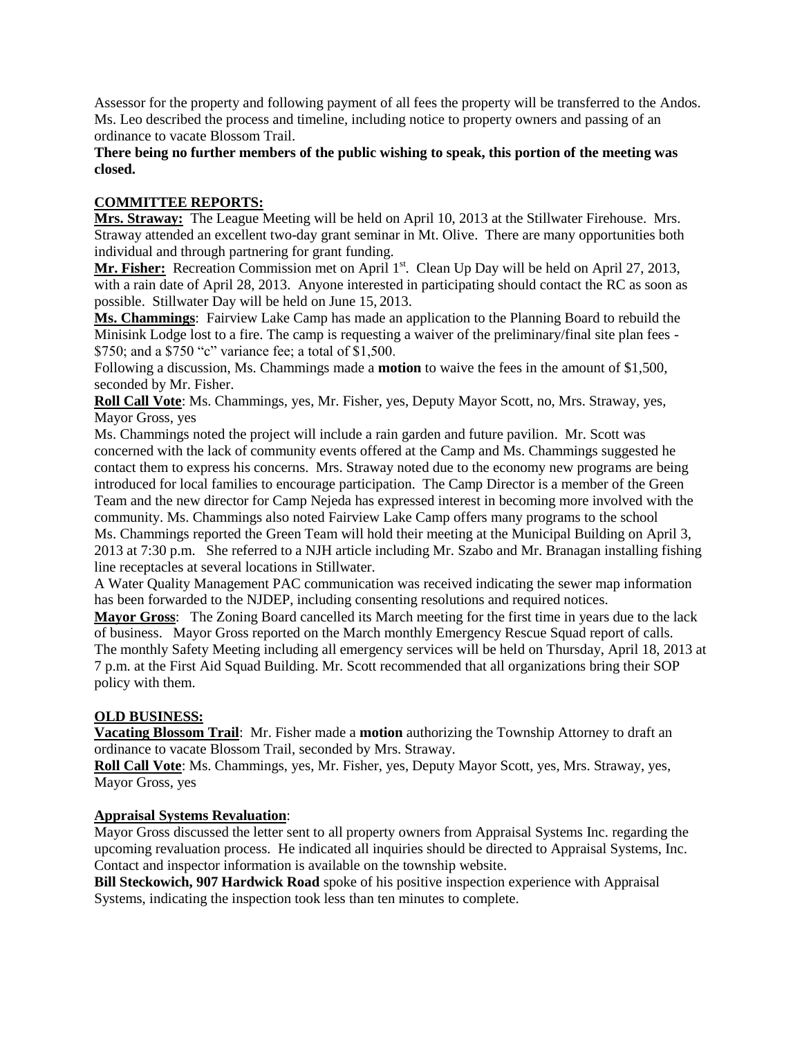Assessor for the property and following payment of all fees the property will be transferred to the Andos. Ms. Leo described the process and timeline, including notice to property owners and passing of an ordinance to vacate Blossom Trail.

**There being no further members of the public wishing to speak, this portion of the meeting was closed.**

**COMMITTEE REPORTS:**

**Mrs. Straway:** The League Meeting will be held on April 10, 2013 at the Stillwater Firehouse. Mrs. Straway attended an excellent two-day grant seminar in Mt. Olive. There are many opportunities both individual and through partnering for grant funding.

**Mr. Fisher:** Recreation Commission met on April 1st. Clean Up Day will be held on April 27, 2013, with a rain date of April 28, 2013. Anyone interested in participating should contact the RC as soon as possible. Stillwater Day will be held on June 15, 2013.

**Ms. Chammings**: Fairview Lake Camp has made an application to the Planning Board to rebuild the Minisink Lodge lost to a fire. The camp is requesting a waiver of the preliminary/final site plan fees - $750; and a $750 "c" variance fee; a total of $1,500.

Following a discussion, Ms. Chammings made a **motion** to waive the fees in the amount of $1,500, seconded by Mr. Fisher.

**Roll Call Vote**: Ms. Chammings, yes, Mr. Fisher, yes, Deputy Mayor Scott, no, Mrs. Straway, yes, Mayor Gross, yes

Ms. Chammings noted the project will include a rain garden and future pavilion. Mr. Scott was concerned with the lack of community events offered at the Camp and Ms. Chammings suggested he contact them to express his concerns. Mrs. Straway noted due to the economy new programs are being introduced for local families to encourage participation. The Camp Director is a member of the Green Team and the new director for Camp Nejeda has expressed interest in becoming more involved with the community. Ms. Chammings also noted Fairview Lake Camp offers many programs to the school

Ms. Chammings reported the Green Team will hold their meeting at the Municipal Building on April 3, 2013 at 7:30 p.m. She referred to a NJH article including Mr. Szabo and Mr. Branagan installing fishing line receptacles at several locations in Stillwater.

A Water Quality Management PAC communication was received indicating the sewer map information has been forwarded to the NJDEP, including consenting resolutions and required notices.

**Mayor Gross**: The Zoning Board cancelled its March meeting for the first time in years due to the lack of business. Mayor Gross reported on the March monthly Emergency Rescue Squad report of calls. The monthly Safety Meeting including all emergency services will be held on Thursday, April 18, 2013 at 7 p.m. at the First Aid Squad Building. Mr. Scott recommended that all organizations bring their SOP policy with them.

**OLD BUSINESS:**

**Vacating Blossom Trail**: Mr. Fisher made a **motion** authorizing the Township Attorney to draft an ordinance to vacate Blossom Trail, seconded by Mrs. Straway.

**Roll Call Vote**: Ms. Chammings, yes, Mr. Fisher, yes, Deputy Mayor Scott, yes, Mrs. Straway, yes, Mayor Gross, yes

**Appraisal Systems Revaluation**:

Mayor Gross discussed the letter sent to all property owners from Appraisal Systems Inc. regarding the upcoming revaluation process. He indicated all inquiries should be directed to Appraisal Systems, Inc. Contact and inspector information is available on the township website.

**Bill Steckowich, 907 Hardwick Road** spoke of his positive inspection experience with Appraisal Systems, indicating the inspection took less than ten minutes to complete.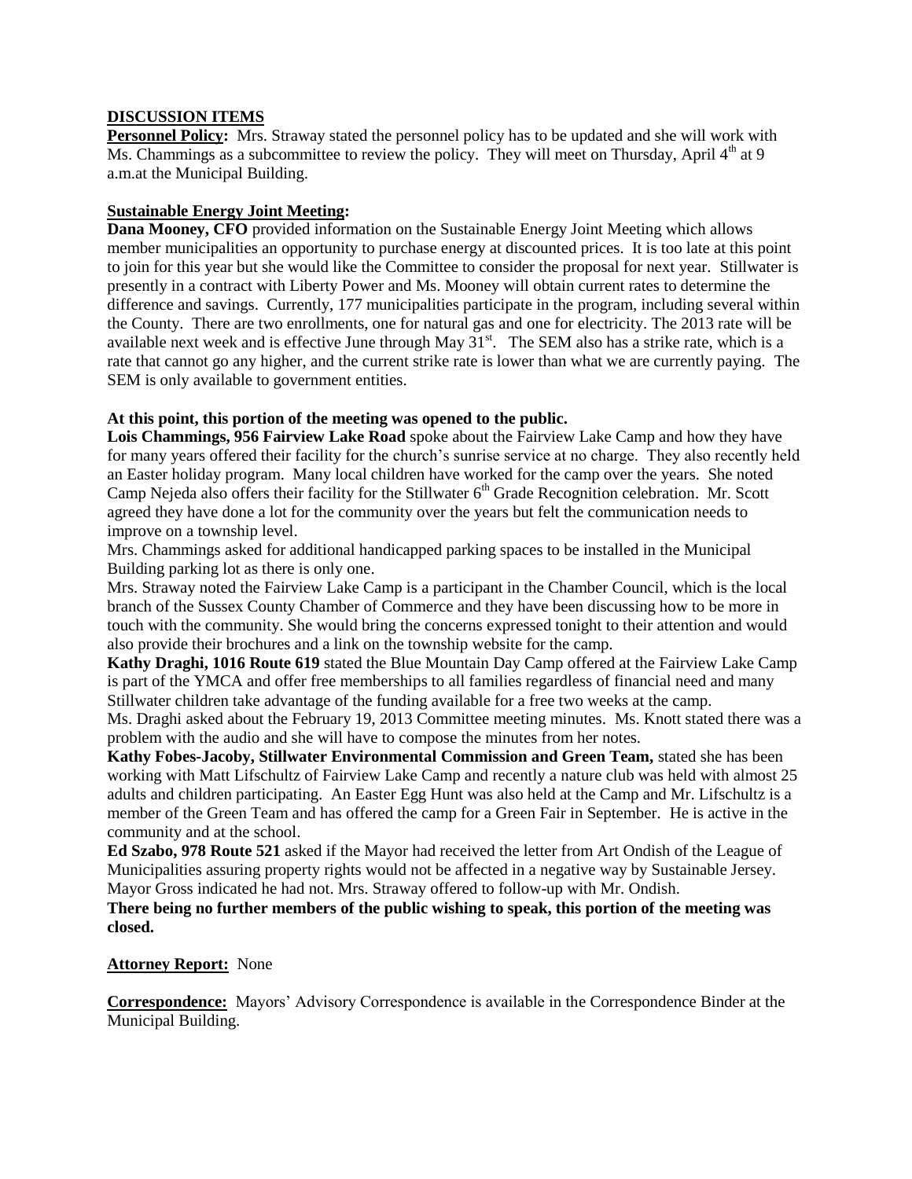**DISCUSSION ITEMS**

**Personnel Policy:** Mrs. Straway stated the personnel policy has to be updated and she will work with Ms. Chammings as a subcommittee to review the policy. They will meet on Thursday, April 4th at 9 a.m.at the Municipal Building.

**Sustainable Energy Joint Meeting:**

**Dana Mooney, CFO** provided information on the Sustainable Energy Joint Meeting which allows member municipalities an opportunity to purchase energy at discounted prices. It is too late at this point to join for this year but she would like the Committee to consider the proposal for next year. Stillwater is presently in a contract with Liberty Power and Ms. Mooney will obtain current rates to determine the difference and savings. Currently, 177 municipalities participate in the program, including several within the County. There are two enrollments, one for natural gas and one for electricity. The 2013 rate will be available next week and is effective June through May 31st. The SEM also has a strike rate, which is a rate that cannot go any higher, and the current strike rate is lower than what we are currently paying. The SEM is only available to government entities.

**At this point, this portion of the meeting was opened to the public.**

**Lois Chammings, 956 Fairview Lake Road** spoke about the Fairview Lake Camp and how they have for many years offered their facility for the church's sunrise service at no charge. They also recently held an Easter holiday program. Many local children have worked for the camp over the years. She noted Camp Nejeda also offers their facility for the Stillwater 6th Grade Recognition celebration. Mr. Scott agreed they have done a lot for the community over the years but felt the communication needs to improve on a township level.

Mrs. Chammings asked for additional handicapped parking spaces to be installed in the Municipal Building parking lot as there is only one.

Mrs. Straway noted the Fairview Lake Camp is a participant in the Chamber Council, which is the local branch of the Sussex County Chamber of Commerce and they have been discussing how to be more in touch with the community. She would bring the concerns expressed tonight to their attention and would also provide their brochures and a link on the township website for the camp.

**Kathy Draghi, 1016 Route 619** stated the Blue Mountain Day Camp offered at the Fairview Lake Camp is part of the YMCA and offer free memberships to all families regardless of financial need and many Stillwater children take advantage of the funding available for a free two weeks at the camp.

Ms. Draghi asked about the February 19, 2013 Committee meeting minutes. Ms. Knott stated there was a problem with the audio and she will have to compose the minutes from her notes.

**Kathy Fobes-Jacoby, Stillwater Environmental Commission and Green Team,** stated she has been working with Matt Lifschultz of Fairview Lake Camp and recently a nature club was held with almost 25 adults and children participating. An Easter Egg Hunt was also held at the Camp and Mr. Lifschultz is a member of the Green Team and has offered the camp for a Green Fair in September. He is active in the community and at the school.

**Ed Szabo, 978 Route 521** asked if the Mayor had received the letter from Art Ondish of the League of Municipalities assuring property rights would not be affected in a negative way by Sustainable Jersey. Mayor Gross indicated he had not. Mrs. Straway offered to follow-up with Mr. Ondish.

**There being no further members of the public wishing to speak, this portion of the meeting was closed.**

**Attorney Report:** None

**Correspondence:** Mayors' Advisory Correspondence is available in the Correspondence Binder at the Municipal Building.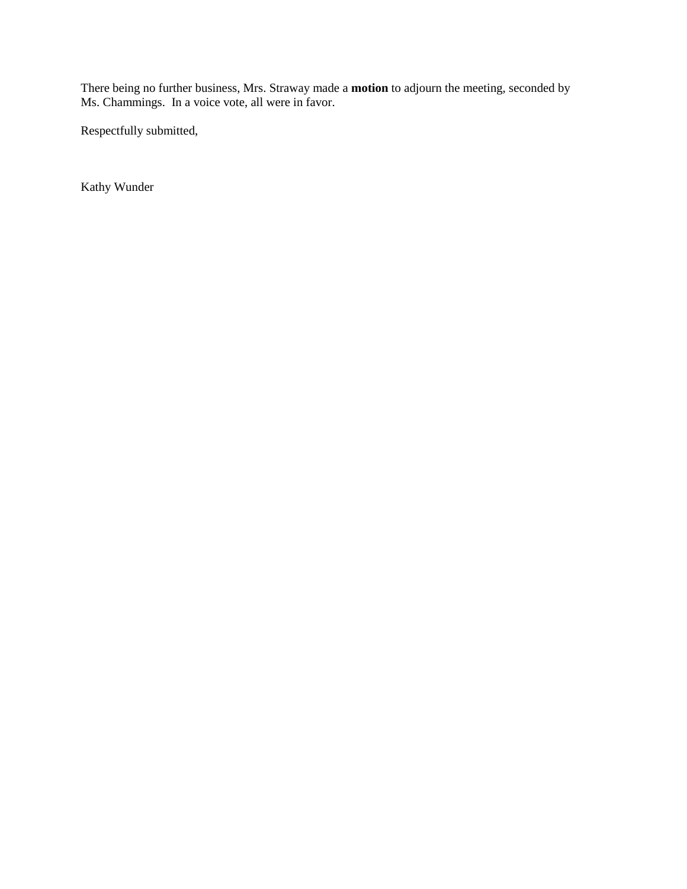There being no further business, Mrs. Straway made a **motion** to adjourn the meeting, seconded by Ms. Chammings. In a voice vote, all were in favor.

Respectfully submitted,

Kathy Wunder